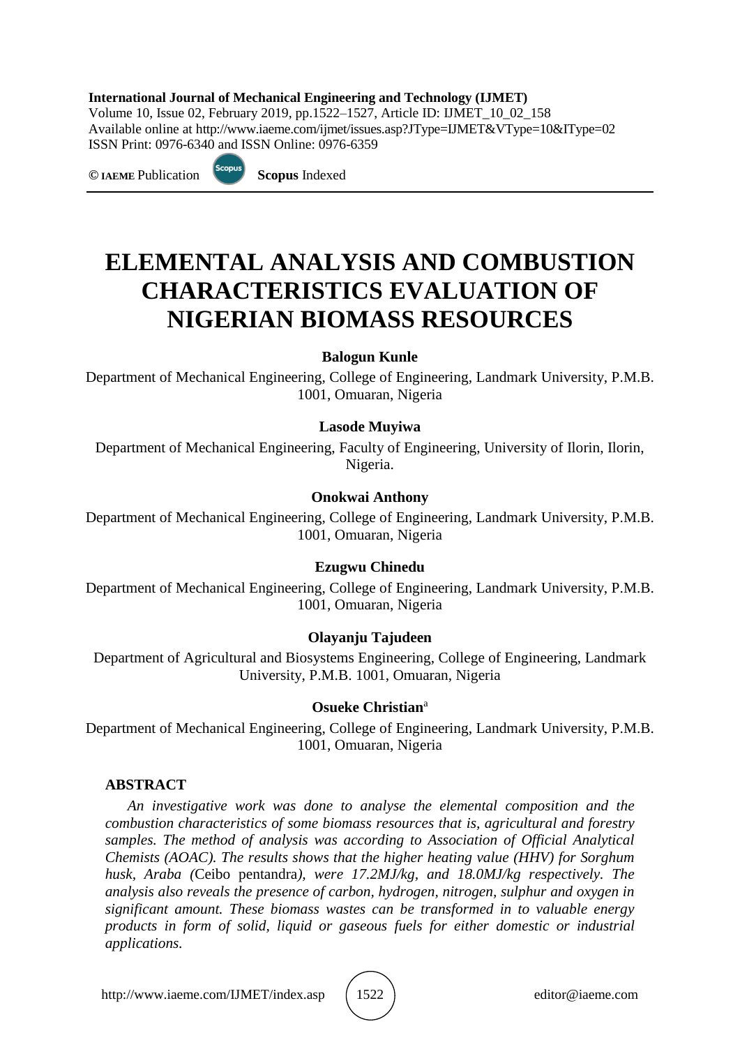# ELEMENTAL ANALYSIS AND COMBUSTION CHARACTERISTICS EVALUATION OF NIGERIAN BIOMASS RESOURCES

**Balogun Kunle**

Department of Mechanical Engineering, College of Engineering, Landmark University, P.M.B. 1001, Omuaran, Nigeria

**Lasode Muyiwa**

Department of Mechanical Engineering, Faculty of Engineering, University of Ilorin, Ilorin, Nigeria.

**Onokwai Anthony**

Department of Mechanical Engineering, College of Engineering, Landmark University, P.M.B. 1001, Omuaran, Nigeria

**Ezugwu Chinedu**

Department of Mechanical Engineering, College of Engineering, Landmark University, P.M.B. 1001, Omuaran, Nigeria

**Olayanju Tajudeen**

Department of Agricultural and Biosystems Engineering, College of Engineering, Landmark University, P.M.B. 1001, Omuaran, Nigeria

**Osueke Christian**[a]

Department of Mechanical Engineering, College of Engineering, Landmark University, P.M.B. 1001, Omuaran, Nigeria

## ABSTRACT

*An investigative work was done to analyse the elemental composition and the combustion characteristics of some biomass resources that is, agricultural and forestry samples. The method of analysis was according to Association of Official Analytical Chemists (AOAC). The results shows that the higher heating value (HHV) for Sorghum husk, Araba (*Ceibo pentandra*), were 17.2MJ/kg, and 18.0MJ/kg respectively. The analysis also reveals the presence of carbon, hydrogen, nitrogen, sulphur and oxygen in significant amount. These biomass wastes can be transformed in to valuable energy products in form of solid, liquid or gaseous fuels for either domestic or industrial applications.*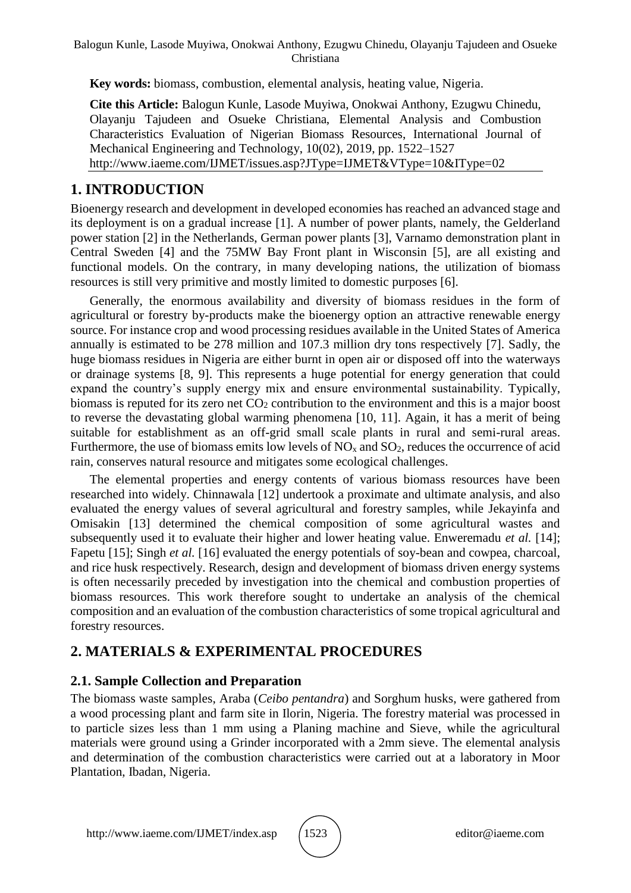**Key words:** biomass, combustion, elemental analysis, heating value, Nigeria.

**Cite this Article:** Balogun Kunle, Lasode Muyiwa, Onokwai Anthony, Ezugwu Chinedu, Olayanju Tajudeen and Osueke Christiana, Elemental Analysis and Combustion Characteristics Evaluation of Nigerian Biomass Resources, International Journal of Mechanical Engineering and Technology, 10(02), 2019, pp. 1522–1527
http://www.iaeme.com/IJMET/issues.asp?JType=IJMET&VType=10&IType=02

## 1. INTRODUCTION

Bioenergy research and development in developed economies has reached an advanced stage and its deployment is on a gradual increase [1]. A number of power plants, namely, the Gelderland power station [2] in the Netherlands, German power plants [3], Varnamo demonstration plant in Central Sweden [4] and the 75MW Bay Front plant in Wisconsin [5], are all existing and functional models. On the contrary, in many developing nations, the utilization of biomass resources is still very primitive and mostly limited to domestic purposes [6].

Generally, the enormous availability and diversity of biomass residues in the form of agricultural or forestry by-products make the bioenergy option an attractive renewable energy source. For instance crop and wood processing residues available in the United States of America annually is estimated to be 278 million and 107.3 million dry tons respectively [7]. Sadly, the huge biomass residues in Nigeria are either burnt in open air or disposed off into the waterways or drainage systems [8, 9]. This represents a huge potential for energy generation that could expand the country's supply energy mix and ensure environmental sustainability. Typically, biomass is reputed for its zero net $CO_2$ contribution to the environment and this is a major boost to reverse the devastating global warming phenomena [10, 11]. Again, it has a merit of being suitable for establishment as an off-grid small scale plants in rural and semi-rural areas. Furthermore, the use of biomass emits low levels of $NO_x$ and $SO_2$, reduces the occurrence of acid rain, conserves natural resource and mitigates some ecological challenges.

The elemental properties and energy contents of various biomass resources have been researched into widely. Chinnawala [12] undertook a proximate and ultimate analysis, and also evaluated the energy values of several agricultural and forestry samples, while Jekayinfa and Omisakin [13] determined the chemical composition of some agricultural wastes and subsequently used it to evaluate their higher and lower heating value. Enweremadu *et al.* [14]; Fapetu [15]; Singh *et al.* [16] evaluated the energy potentials of soy-bean and cowpea, charcoal, and rice husk respectively. Research, design and development of biomass driven energy systems is often necessarily preceded by investigation into the chemical and combustion properties of biomass resources. This work therefore sought to undertake an analysis of the chemical composition and an evaluation of the combustion characteristics of some tropical agricultural and forestry resources.

## 2. MATERIALS & EXPERIMENTAL PROCEDURES

### 2.1. Sample Collection and Preparation

The biomass waste samples, Araba (*Ceibo pentandra*) and Sorghum husks, were gathered from a wood processing plant and farm site in Ilorin, Nigeria. The forestry material was processed in to particle sizes less than 1 mm using a Planing machine and Sieve, while the agricultural materials were ground using a Grinder incorporated with a 2mm sieve. The elemental analysis and determination of the combustion characteristics were carried out at a laboratory in Moor Plantation, Ibadan, Nigeria.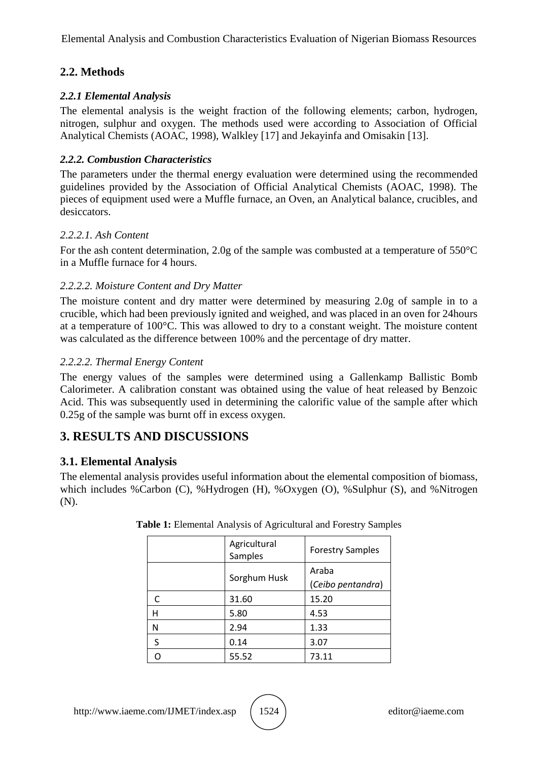## 2.2. Methods

### *2.2.1 Elemental Analysis*

The elemental analysis is the weight fraction of the following elements; carbon, hydrogen, nitrogen, sulphur and oxygen. The methods used were according to Association of Official Analytical Chemists (AOAC, 1998), Walkley [17] and Jekayinfa and Omisakin [13].

### *2.2.2. Combustion Characteristics*

The parameters under the thermal energy evaluation were determined using the recommended guidelines provided by the Association of Official Analytical Chemists (AOAC, 1998). The pieces of equipment used were a Muffle furnace, an Oven, an Analytical balance, crucibles, and desiccators.

#### *2.2.2.1. Ash Content*

For the ash content determination, 2.0g of the sample was combusted at a temperature of 550°C in a Muffle furnace for 4 hours.

#### *2.2.2.2. Moisture Content and Dry Matter*

The moisture content and dry matter were determined by measuring 2.0g of sample in to a crucible, which had been previously ignited and weighed, and was placed in an oven for 24hours at a temperature of 100°C. This was allowed to dry to a constant weight. The moisture content was calculated as the difference between 100% and the percentage of dry matter.

#### *2.2.2.2. Thermal Energy Content*

The energy values of the samples were determined using a Gallenkamp Ballistic Bomb Calorimeter. A calibration constant was obtained using the value of heat released by Benzoic Acid. This was subsequently used in determining the calorific value of the sample after which 0.25g of the sample was burnt off in excess oxygen.

# 3. RESULTS AND DISCUSSIONS

## 3.1. Elemental Analysis

The elemental analysis provides useful information about the elemental composition of biomass, which includes %Carbon (C), %Hydrogen (H), %Oxygen (O), %Sulphur (S), and %Nitrogen (N).

**Table 1:** Elemental Analysis of Agricultural and Forestry Samples

| | Agricultural Samples | Forestry Samples |
|---|---|---|
| | Sorghum Husk | Araba (*Ceibo pentandra*) |
| C | 31.60 | 15.20 |
| H | 5.80 | 4.53 |
| N | 2.94 | 1.33 |
| S | 0.14 | 3.07 |
| O | 55.52 | 73.11 |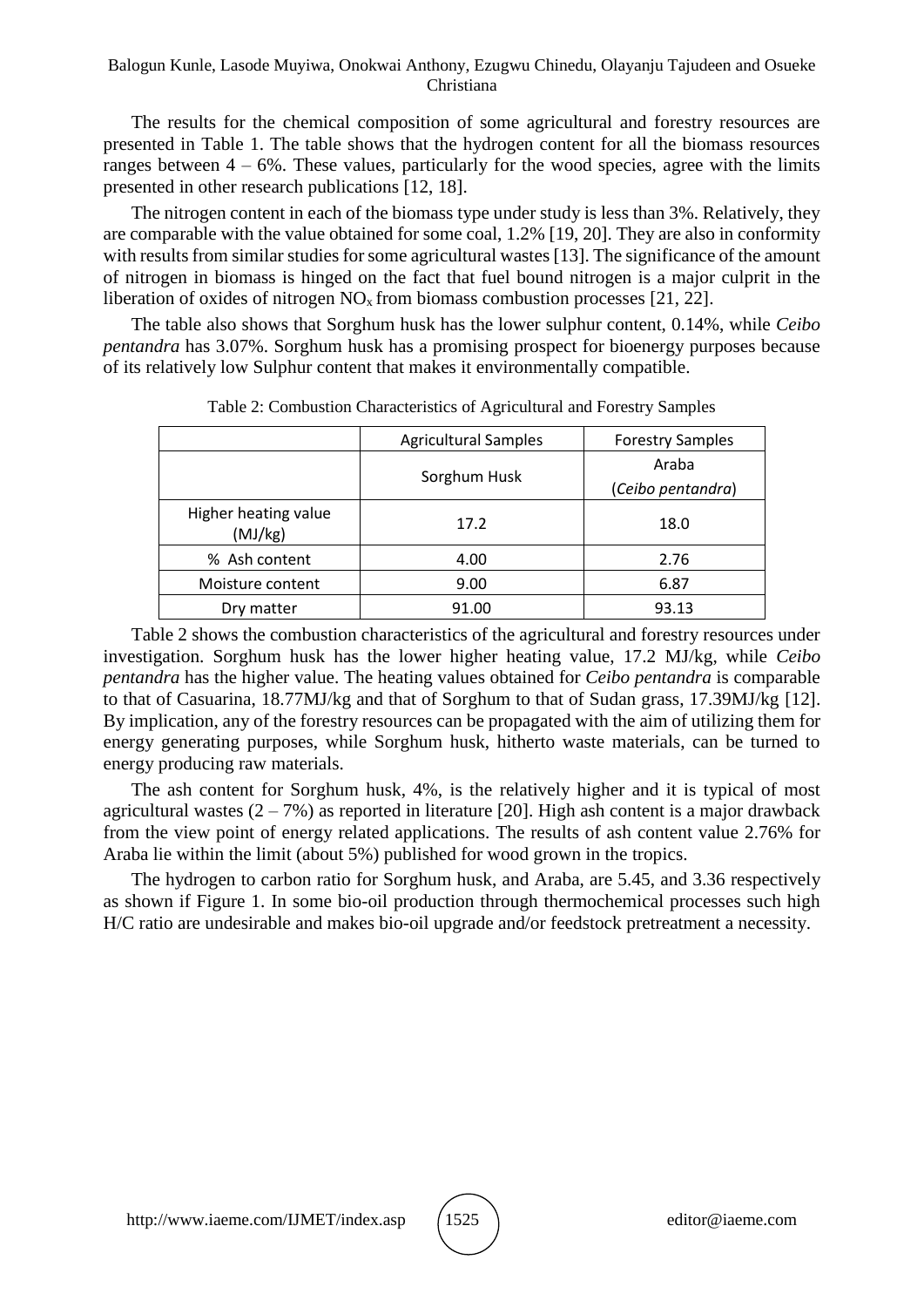The results for the chemical composition of some agricultural and forestry resources are presented in Table 1. The table shows that the hydrogen content for all the biomass resources ranges between 4 – 6%. These values, particularly for the wood species, agree with the limits presented in other research publications [12, 18].

The nitrogen content in each of the biomass type under study is less than 3%. Relatively, they are comparable with the value obtained for some coal, 1.2% [19, 20]. They are also in conformity with results from similar studies for some agricultural wastes [13]. The significance of the amount of nitrogen in biomass is hinged on the fact that fuel bound nitrogen is a major culprit in the liberation of oxides of nitrogen $NO_x$ from biomass combustion processes [21, 22].

The table also shows that Sorghum husk has the lower sulphur content, 0.14%, while *Ceibo pentandra* has 3.07%. Sorghum husk has a promising prospect for bioenergy purposes because of its relatively low Sulphur content that makes it environmentally compatible.

Table 2: Combustion Characteristics of Agricultural and Forestry Samples

| | Agricultural Samples | Forestry Samples |
|---|---|---|
| | Sorghum Husk | Araba (*Ceibo pentandra*) |
| Higher heating value (MJ/kg) | 17.2 | 18.0 |
| % Ash content | 4.00 | 2.76 |
| Moisture content | 9.00 | 6.87 |
| Dry matter | 91.00 | 93.13 |

Table 2 shows the combustion characteristics of the agricultural and forestry resources under investigation. Sorghum husk has the lower higher heating value, 17.2 MJ/kg, while *Ceibo pentandra* has the higher value. The heating values obtained for *Ceibo pentandra* is comparable to that of Casuarina, 18.77MJ/kg and that of Sorghum to that of Sudan grass, 17.39MJ/kg [12]. By implication, any of the forestry resources can be propagated with the aim of utilizing them for energy generating purposes, while Sorghum husk, hitherto waste materials, can be turned to energy producing raw materials.

The ash content for Sorghum husk, 4%, is the relatively higher and it is typical of most agricultural wastes (2 – 7%) as reported in literature [20]. High ash content is a major drawback from the view point of energy related applications. The results of ash content value 2.76% for Araba lie within the limit (about 5%) published for wood grown in the tropics.

The hydrogen to carbon ratio for Sorghum husk, and Araba, are 5.45, and 3.36 respectively as shown if Figure 1. In some bio-oil production through thermochemical processes such high H/C ratio are undesirable and makes bio-oil upgrade and/or feedstock pretreatment a necessity.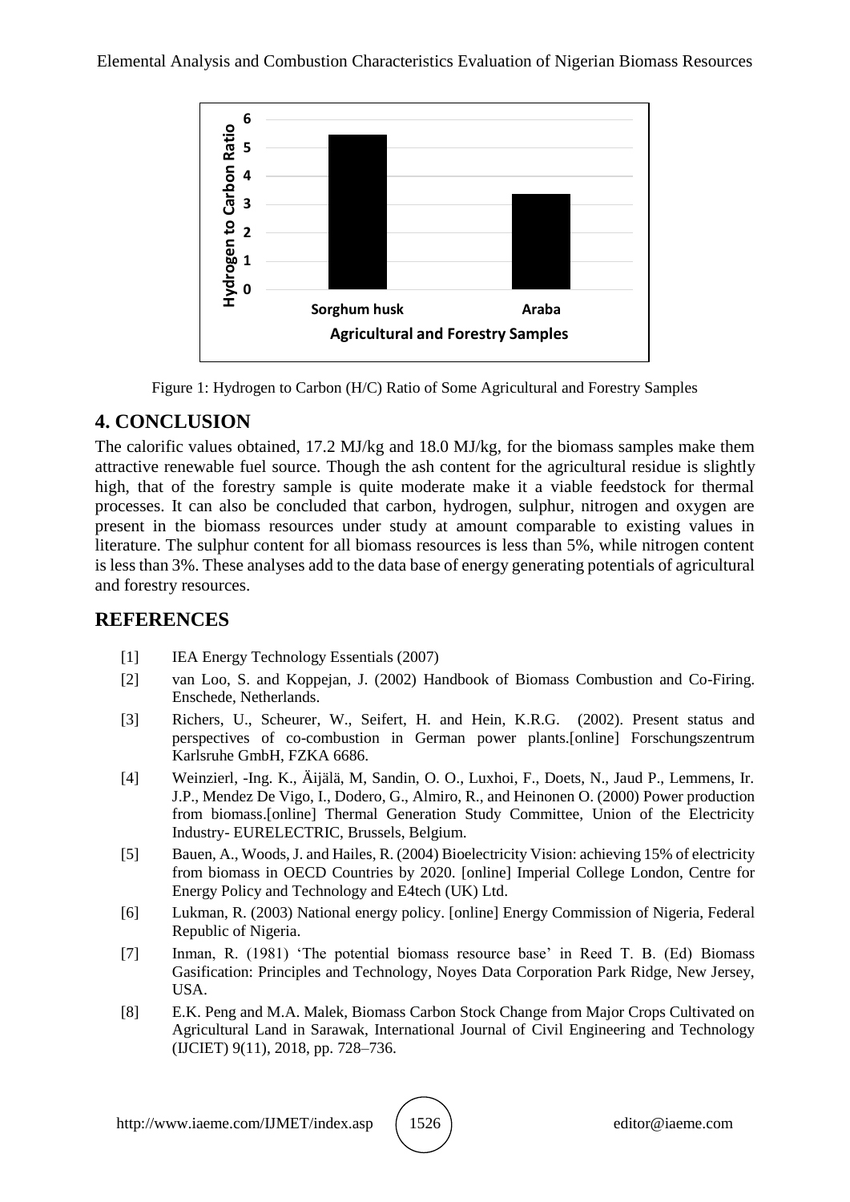Figure 1: Hydrogen to Carbon (H/C) Ratio of Some Agricultural and Forestry Samples

## 4. CONCLUSION

The calorific values obtained, 17.2 MJ/kg and 18.0 MJ/kg, for the biomass samples make them attractive renewable fuel source. Though the ash content for the agricultural residue is slightly high, that of the forestry sample is quite moderate make it a viable feedstock for thermal processes. It can also be concluded that carbon, hydrogen, sulphur, nitrogen and oxygen are present in the biomass resources under study at amount comparable to existing values in literature. The sulphur content for all biomass resources is less than 5%, while nitrogen content is less than 3%. These analyses add to the data base of energy generating potentials of agricultural and forestry resources.

## REFERENCES

[1] IEA Energy Technology Essentials (2007)

[2] van Loo, S. and Koppejan, J. (2002) Handbook of Biomass Combustion and Co-Firing. Enschede, Netherlands.

[3] Richers, U., Scheurer, W., Seifert, H. and Hein, K.R.G. (2002). Present status and perspectives of co-combustion in German power plants.[online] Forschungszentrum Karlsruhe GmbH, FZKA 6686.

[4] Weinzierl, -Ing. K., Äijälä, M, Sandin, O. O., Luxhoi, F., Doets, N., Jaud P., Lemmens, Ir. J.P., Mendez De Vigo, I., Dodero, G., Almiro, R., and Heinonen O. (2000) Power production from biomass.[online] Thermal Generation Study Committee, Union of the Electricity Industry- EURELECTRIC, Brussels, Belgium.

[5] Bauen, A., Woods, J. and Hailes, R. (2004) Bioelectricity Vision: achieving 15% of electricity from biomass in OECD Countries by 2020. [online] Imperial College London, Centre for Energy Policy and Technology and E4tech (UK) Ltd.

[6] Lukman, R. (2003) National energy policy. [online] Energy Commission of Nigeria, Federal Republic of Nigeria.

[7] Inman, R. (1981) 'The potential biomass resource base' in Reed T. B. (Ed) Biomass Gasification: Principles and Technology, Noyes Data Corporation Park Ridge, New Jersey, USA.

[8] E.K. Peng and M.A. Malek, Biomass Carbon Stock Change from Major Crops Cultivated on Agricultural Land in Sarawak, International Journal of Civil Engineering and Technology (IJCIET) 9(11), 2018, pp. 728–736.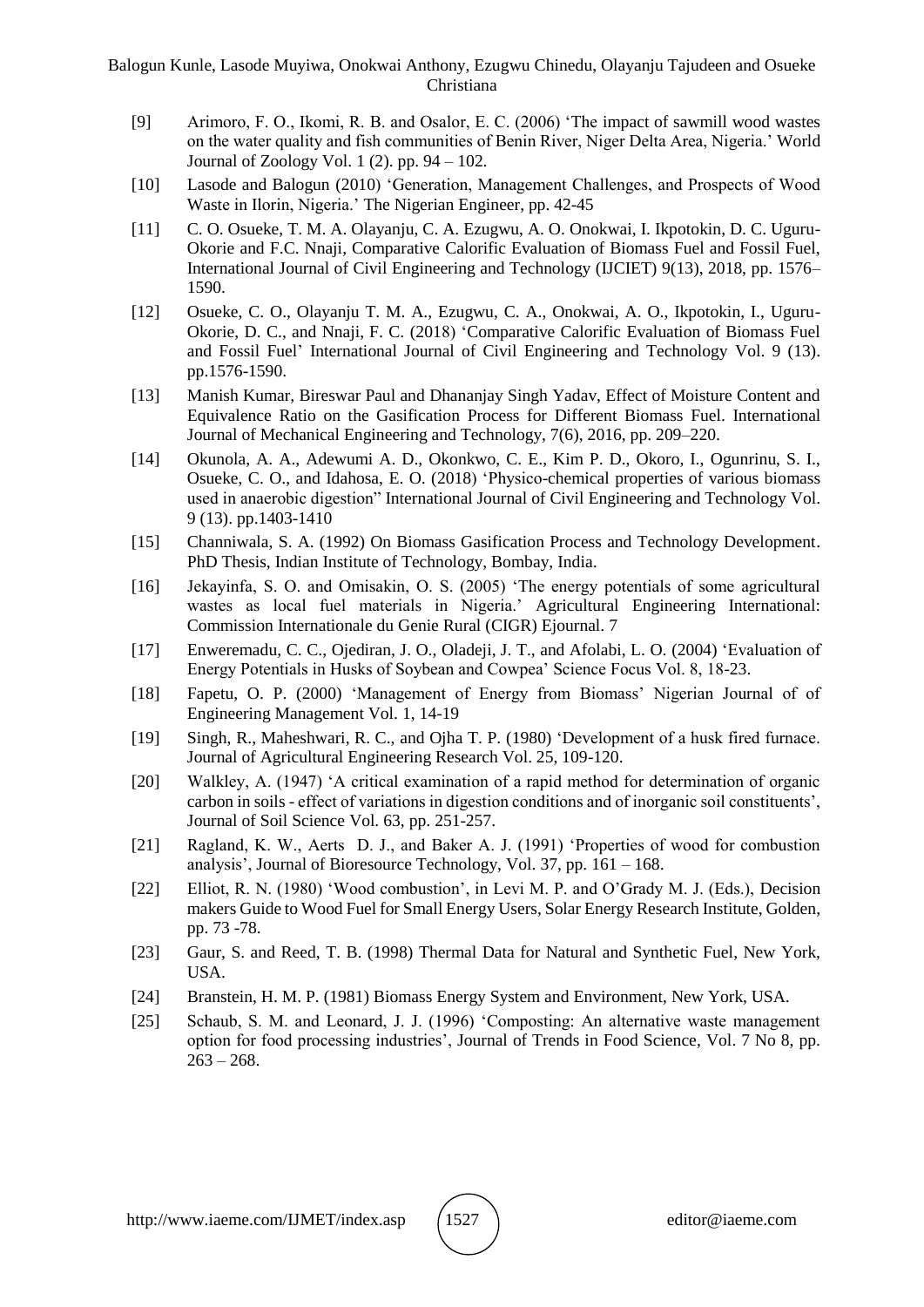[9] Arimoro, F. O., Ikomi, R. B. and Osalor, E. C. (2006) 'The impact of sawmill wood wastes on the water quality and fish communities of Benin River, Niger Delta Area, Nigeria.' World Journal of Zoology Vol. 1 (2). pp. 94 – 102.

[10] Lasode and Balogun (2010) 'Generation, Management Challenges, and Prospects of Wood Waste in Ilorin, Nigeria.' The Nigerian Engineer, pp. 42-45

[11] C. O. Osueke, T. M. A. Olayanju, C. A. Ezugwu, A. O. Onokwai, I. Ikpotokin, D. C. Uguru-Okorie and F.C. Nnaji, Comparative Calorific Evaluation of Biomass Fuel and Fossil Fuel, International Journal of Civil Engineering and Technology (IJCIET) 9(13), 2018, pp. 1576–1590.

[12] Osueke, C. O., Olayanju T. M. A., Ezugwu, C. A., Onokwai, A. O., Ikpotokin, I., Uguru-Okorie, D. C., and Nnaji, F. C. (2018) 'Comparative Calorific Evaluation of Biomass Fuel and Fossil Fuel' International Journal of Civil Engineering and Technology Vol. 9 (13). pp.1576-1590.

[13] Manish Kumar, Bireswar Paul and Dhananjay Singh Yadav, Effect of Moisture Content and Equivalence Ratio on the Gasification Process for Different Biomass Fuel. International Journal of Mechanical Engineering and Technology, 7(6), 2016, pp. 209–220.

[14] Okunola, A. A., Adewumi A. D., Okonkwo, C. E., Kim P. D., Okoro, I., Ogunrinu, S. I., Osueke, C. O., and Idahosa, E. O. (2018) 'Physico-chemical properties of various biomass used in anaerobic digestion" International Journal of Civil Engineering and Technology Vol. 9 (13). pp.1403-1410

[15] Channiwala, S. A. (1992) On Biomass Gasification Process and Technology Development. PhD Thesis, Indian Institute of Technology, Bombay, India.

[16] Jekayinfa, S. O. and Omisakin, O. S. (2005) 'The energy potentials of some agricultural wastes as local fuel materials in Nigeria.' Agricultural Engineering International: Commission Internationale du Genie Rural (CIGR) Ejournal. 7

[17] Enweremadu, C. C., Ojediran, J. O., Oladeji, J. T., and Afolabi, L. O. (2004) 'Evaluation of Energy Potentials in Husks of Soybean and Cowpea' Science Focus Vol. 8, 18-23.

[18] Fapetu, O. P. (2000) 'Management of Energy from Biomass' Nigerian Journal of of Engineering Management Vol. 1, 14-19

[19] Singh, R., Maheshwari, R. C., and Ojha T. P. (1980) 'Development of a husk fired furnace. Journal of Agricultural Engineering Research Vol. 25, 109-120.

[20] Walkley, A. (1947) 'A critical examination of a rapid method for determination of organic carbon in soils - effect of variations in digestion conditions and of inorganic soil constituents', Journal of Soil Science Vol. 63, pp. 251-257.

[21] Ragland, K. W., Aerts D. J., and Baker A. J. (1991) 'Properties of wood for combustion analysis', Journal of Bioresource Technology, Vol. 37, pp. 161 – 168.

[22] Elliot, R. N. (1980) 'Wood combustion', in Levi M. P. and O'Grady M. J. (Eds.), Decision makers Guide to Wood Fuel for Small Energy Users, Solar Energy Research Institute, Golden, pp. 73 -78.

[23] Gaur, S. and Reed, T. B. (1998) Thermal Data for Natural and Synthetic Fuel, New York, USA.

[24] Branstein, H. M. P. (1981) Biomass Energy System and Environment, New York, USA.

[25] Schaub, S. M. and Leonard, J. J. (1996) 'Composting: An alternative waste management option for food processing industries', Journal of Trends in Food Science, Vol. 7 No 8, pp. 263 – 268.